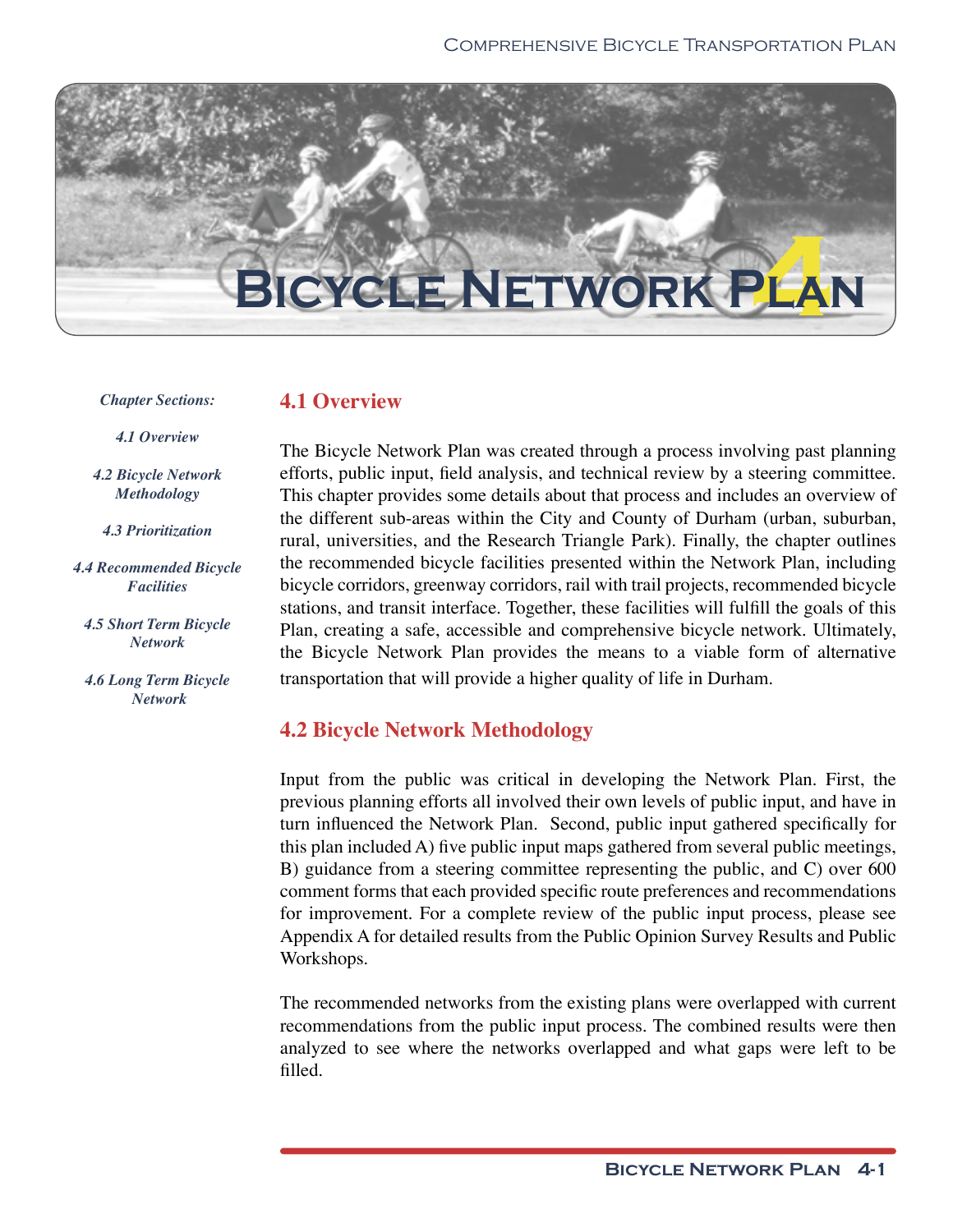# Bicycle Network Plan 4

*Chapter Sections:*

*4.1 Overview*

*4.2 Bicycle Network Methodology*

*4.3 Prioritization*

*4.4 Recommended Bicycle Facilities*

*4.5 Short Term Bicycle Network*

*4.6 Long Term Bicycle Network*

## 4.1 Overview

The Bicycle Network Plan was created through a process involving past planning efforts, public input, field analysis, and technical review by a steering committee. This chapter provides some details about that process and includes an overview of the different sub-areas within the City and County of Durham (urban, suburban, rural, universities, and the Research Triangle Park). Finally, the chapter outlines the recommended bicycle facilities presented within the Network Plan, including bicycle corridors, greenway corridors, rail with trail projects, recommended bicycle stations, and transit interface. Together, these facilities will fulfill the goals of this Plan, creating a safe, accessible and comprehensive bicycle network. Ultimately, the Bicycle Network Plan provides the means to a viable form of alternative transportation that will provide a higher quality of life in Durham.

## 4.2 Bicycle Network Methodology

Input from the public was critical in developing the Network Plan. First, the previous planning efforts all involved their own levels of public input, and have in turn influenced the Network Plan. Second, public input gathered specifically for this plan included A) five public input maps gathered from several public meetings, B) guidance from a steering committee representing the public, and C) over 600 comment forms that each provided specific route preferences and recommendations for improvement. For a complete review of the public input process, please see Appendix A for detailed results from the Public Opinion Survey Results and Public Workshops.

The recommended networks from the existing plans were overlapped with current recommendations from the public input process. The combined results were then analyzed to see where the networks overlapped and what gaps were left to be filled.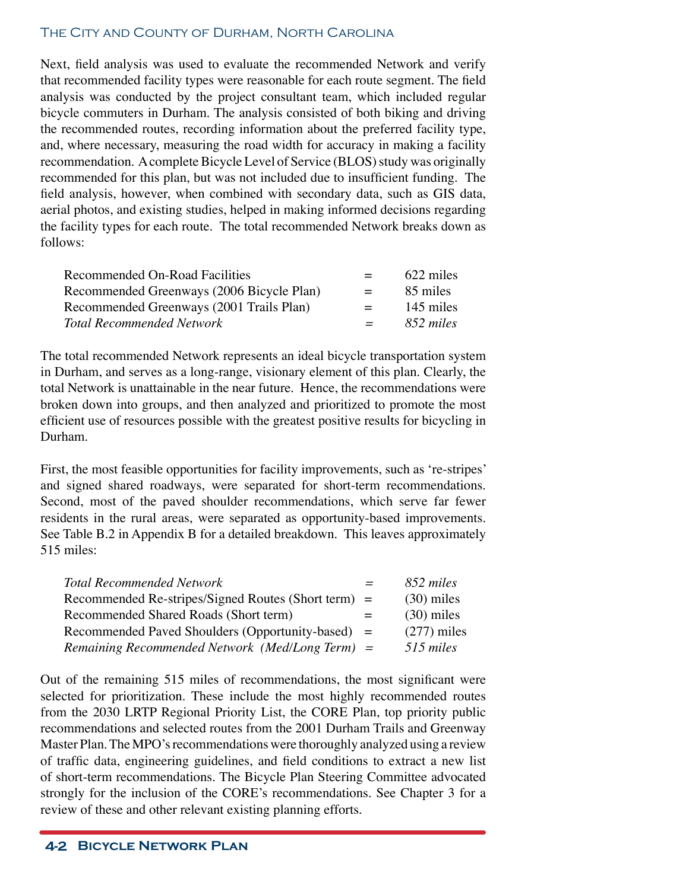Next, field analysis was used to evaluate the recommended Network and verify that recommended facility types were reasonable for each route segment. The field analysis was conducted by the project consultant team, which included regular bicycle commuters in Durham. The analysis consisted of both biking and driving the recommended routes, recording information about the preferred facility type, and, where necessary, measuring the road width for accuracy in making a facility recommendation. A complete Bicycle Level of Service (BLOS) study was originally recommended for this plan, but was not included due to insufficient funding. The field analysis, however, when combined with secondary data, such as GIS data, aerial photos, and existing studies, helped in making informed decisions regarding the facility types for each route. The total recommended Network breaks down as follows:

| | | |
|---|---|---|
| Recommended On-Road Facilities | = | 622 miles |
| Recommended Greenways (2006 Bicycle Plan) | = | 85 miles |
| Recommended Greenways (2001 Trails Plan) | = | 145 miles |
| *Total Recommended Network* | *=* | *852 miles* |

The total recommended Network represents an ideal bicycle transportation system in Durham, and serves as a long-range, visionary element of this plan. Clearly, the total Network is unattainable in the near future. Hence, the recommendations were broken down into groups, and then analyzed and prioritized to promote the most efficient use of resources possible with the greatest positive results for bicycling in Durham.

First, the most feasible opportunities for facility improvements, such as 're-stripes' and signed shared roadways, were separated for short-term recommendations. Second, most of the paved shoulder recommendations, which serve far fewer residents in the rural areas, were separated as opportunity-based improvements. See Table B.2 in Appendix B for a detailed breakdown. This leaves approximately 515 miles:

| | | |
|---|---|---|
| *Total Recommended Network* | *=* | *852 miles* |
| Recommended Re-stripes/Signed Routes (Short term) | = | (30) miles |
| Recommended Shared Roads (Short term) | = | (30) miles |
| Recommended Paved Shoulders (Opportunity-based) | = | (277) miles |
| *Remaining Recommended Network (Med/Long Term)* | *=* | *515 miles* |

Out of the remaining 515 miles of recommendations, the most significant were selected for prioritization. These include the most highly recommended routes from the 2030 LRTP Regional Priority List, the CORE Plan, top priority public recommendations and selected routes from the 2001 Durham Trails and Greenway Master Plan. The MPO's recommendations were thoroughly analyzed using a review of traffic data, engineering guidelines, and field conditions to extract a new list of short-term recommendations. The Bicycle Plan Steering Committee advocated strongly for the inclusion of the CORE's recommendations. See Chapter 3 for a review of these and other relevant existing planning efforts.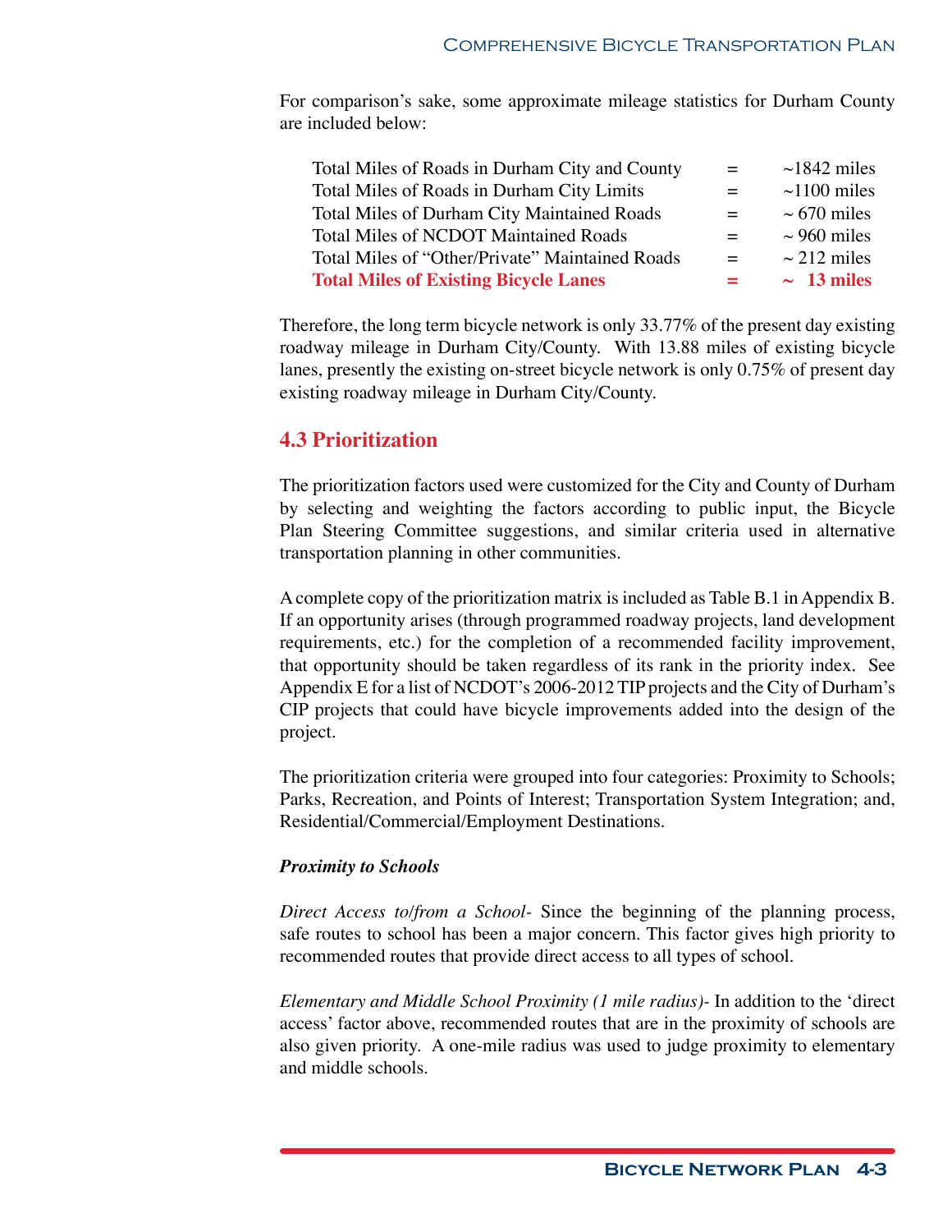For comparison's sake, some approximate mileage statistics for Durham County are included below:

| | | |
|---|---|---|
| Total Miles of Roads in Durham City and County | = | ~1842 miles |
| Total Miles of Roads in Durham City Limits | = | ~1100 miles |
| Total Miles of Durham City Maintained Roads | = | ~ 670 miles |
| Total Miles of NCDOT Maintained Roads | = | ~ 960 miles |
| Total Miles of "Other/Private" Maintained Roads | = | ~ 212 miles |
| **Total Miles of Existing Bicycle Lanes** | **=** | **~ 13 miles** |

Therefore, the long term bicycle network is only 33.77% of the present day existing roadway mileage in Durham City/County. With 13.88 miles of existing bicycle lanes, presently the existing on-street bicycle network is only 0.75% of present day existing roadway mileage in Durham City/County.

## 4.3 Prioritization

The prioritization factors used were customized for the City and County of Durham by selecting and weighting the factors according to public input, the Bicycle Plan Steering Committee suggestions, and similar criteria used in alternative transportation planning in other communities.

A complete copy of the prioritization matrix is included as Table B.1 in Appendix B. If an opportunity arises (through programmed roadway projects, land development requirements, etc.) for the completion of a recommended facility improvement, that opportunity should be taken regardless of its rank in the priority index. See Appendix E for a list of NCDOT's 2006-2012 TIP projects and the City of Durham's CIP projects that could have bicycle improvements added into the design of the project.

The prioritization criteria were grouped into four categories: Proximity to Schools; Parks, Recreation, and Points of Interest; Transportation System Integration; and, Residential/Commercial/Employment Destinations.

***Proximity to Schools***

*Direct Access to/from a School-* Since the beginning of the planning process, safe routes to school has been a major concern. This factor gives high priority to recommended routes that provide direct access to all types of school.

*Elementary and Middle School Proximity (1 mile radius)-* In addition to the 'direct access' factor above, recommended routes that are in the proximity of schools are also given priority. A one-mile radius was used to judge proximity to elementary and middle schools.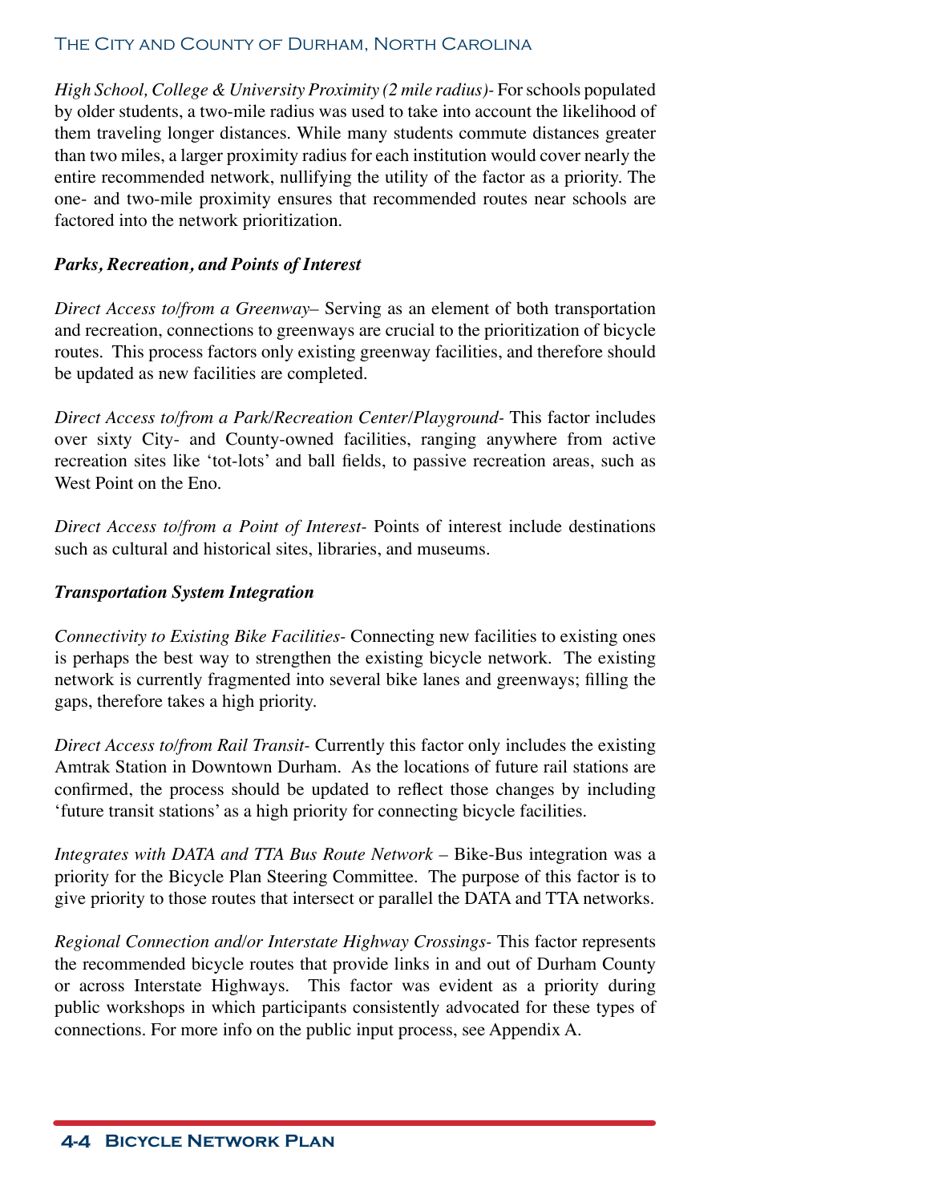*High School, College & University Proximity (2 mile radius)-* For schools populated by older students, a two-mile radius was used to take into account the likelihood of them traveling longer distances. While many students commute distances greater than two miles, a larger proximity radius for each institution would cover nearly the entire recommended network, nullifying the utility of the factor as a priority. The one- and two-mile proximity ensures that recommended routes near schools are factored into the network prioritization.

***Parks, Recreation, and Points of Interest***

*Direct Access to/from a Greenway*– Serving as an element of both transportation and recreation, connections to greenways are crucial to the prioritization of bicycle routes. This process factors only existing greenway facilities, and therefore should be updated as new facilities are completed.

*Direct Access to/from a Park/Recreation Center/Playground-* This factor includes over sixty City- and County-owned facilities, ranging anywhere from active recreation sites like 'tot-lots' and ball fields, to passive recreation areas, such as West Point on the Eno.

*Direct Access to/from a Point of Interest-* Points of interest include destinations such as cultural and historical sites, libraries, and museums.

***Transportation System Integration***

*Connectivity to Existing Bike Facilities-* Connecting new facilities to existing ones is perhaps the best way to strengthen the existing bicycle network. The existing network is currently fragmented into several bike lanes and greenways; filling the gaps, therefore takes a high priority.

*Direct Access to/from Rail Transit-* Currently this factor only includes the existing Amtrak Station in Downtown Durham. As the locations of future rail stations are confirmed, the process should be updated to reflect those changes by including 'future transit stations' as a high priority for connecting bicycle facilities.

*Integrates with DATA and TTA Bus Route Network* – Bike-Bus integration was a priority for the Bicycle Plan Steering Committee. The purpose of this factor is to give priority to those routes that intersect or parallel the DATA and TTA networks.

*Regional Connection and/or Interstate Highway Crossings-* This factor represents the recommended bicycle routes that provide links in and out of Durham County or across Interstate Highways. This factor was evident as a priority during public workshops in which participants consistently advocated for these types of connections. For more info on the public input process, see Appendix A.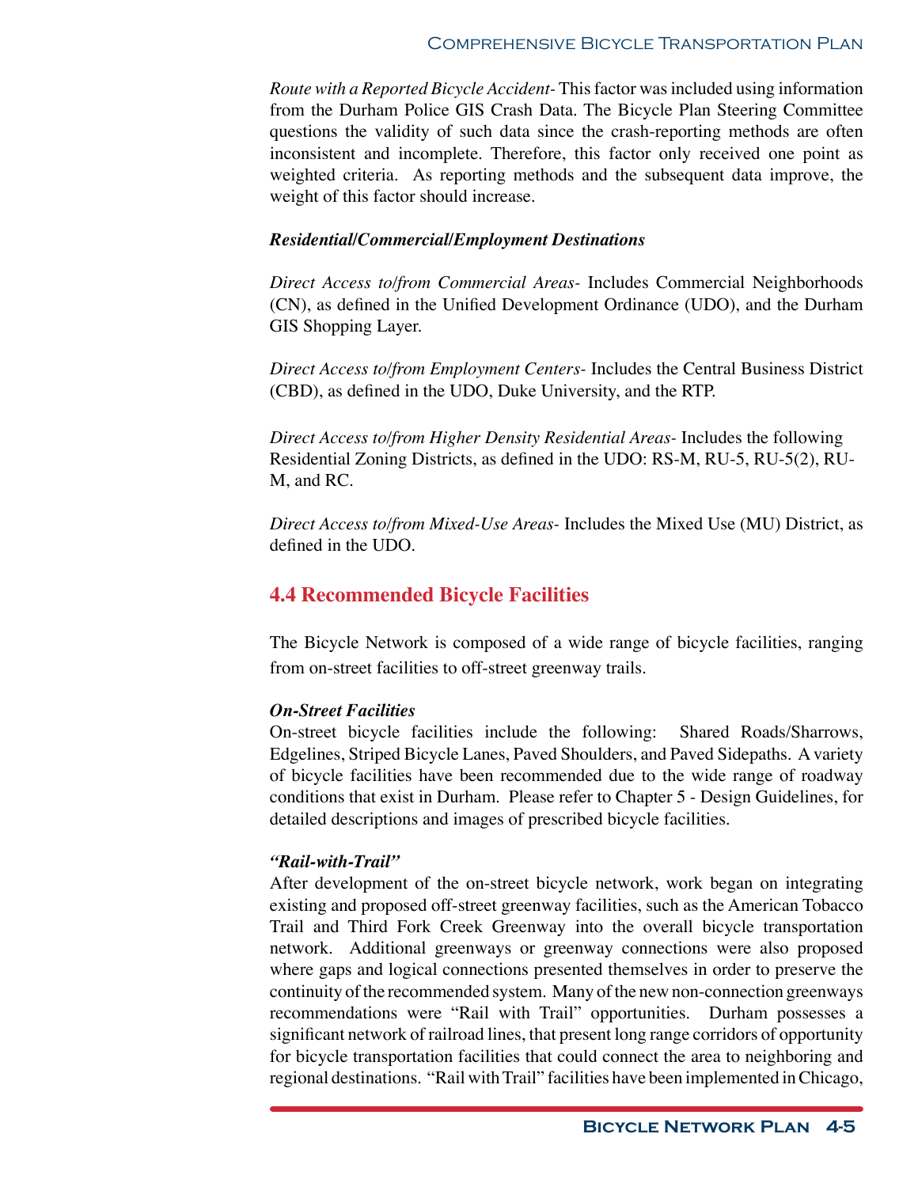*Route with a Reported Bicycle Accident-* This factor was included using information from the Durham Police GIS Crash Data. The Bicycle Plan Steering Committee questions the validity of such data since the crash-reporting methods are often inconsistent and incomplete. Therefore, this factor only received one point as weighted criteria. As reporting methods and the subsequent data improve, the weight of this factor should increase.

***Residential/Commercial/Employment Destinations***

*Direct Access to/from Commercial Areas-* Includes Commercial Neighborhoods (CN), as defined in the Unified Development Ordinance (UDO), and the Durham GIS Shopping Layer.

*Direct Access to/from Employment Centers-* Includes the Central Business District (CBD), as defined in the UDO, Duke University, and the RTP.

*Direct Access to/from Higher Density Residential Areas-* Includes the following Residential Zoning Districts, as defined in the UDO: RS-M, RU-5, RU-5(2), RU-M, and RC.

*Direct Access to/from Mixed-Use Areas-* Includes the Mixed Use (MU) District, as defined in the UDO.

## 4.4 Recommended Bicycle Facilities

The Bicycle Network is composed of a wide range of bicycle facilities, ranging from on-street facilities to off-street greenway trails.

***On-Street Facilities***

On-street bicycle facilities include the following: Shared Roads/Sharrows, Edgelines, Striped Bicycle Lanes, Paved Shoulders, and Paved Sidepaths. A variety of bicycle facilities have been recommended due to the wide range of roadway conditions that exist in Durham. Please refer to Chapter 5 - Design Guidelines, for detailed descriptions and images of prescribed bicycle facilities.

***"Rail-with-Trail"***

After development of the on-street bicycle network, work began on integrating existing and proposed off-street greenway facilities, such as the American Tobacco Trail and Third Fork Creek Greenway into the overall bicycle transportation network. Additional greenways or greenway connections were also proposed where gaps and logical connections presented themselves in order to preserve the continuity of the recommended system. Many of the new non-connection greenways recommendations were "Rail with Trail" opportunities. Durham possesses a significant network of railroad lines, that present long range corridors of opportunity for bicycle transportation facilities that could connect the area to neighboring and regional destinations. "Rail with Trail" facilities have been implemented in Chicago,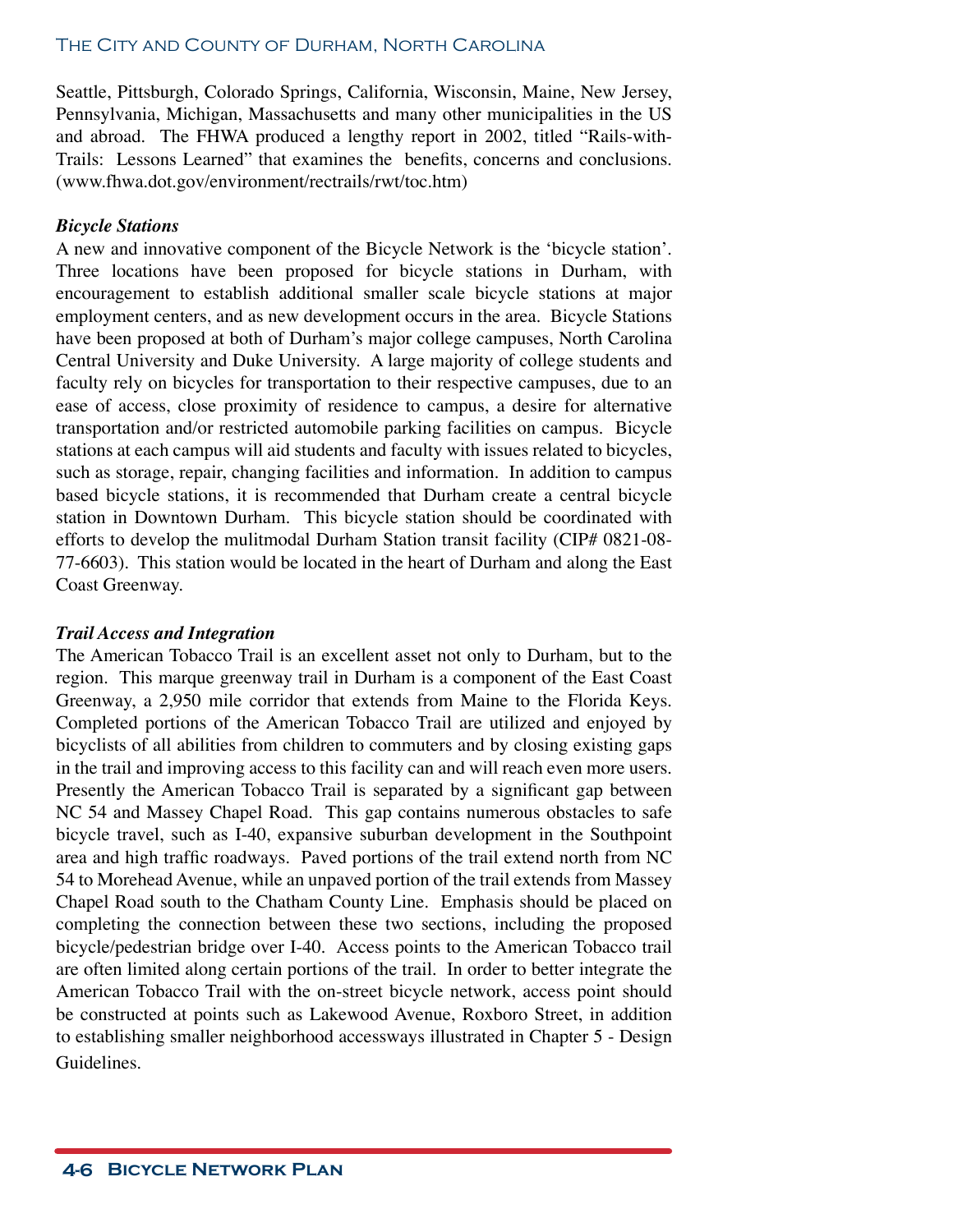Seattle, Pittsburgh, Colorado Springs, California, Wisconsin, Maine, New Jersey, Pennsylvania, Michigan, Massachusetts and many other municipalities in the US and abroad. The FHWA produced a lengthy report in 2002, titled "Rails-with-Trails: Lessons Learned" that examines the benefits, concerns and conclusions. (www.fhwa.dot.gov/environment/rectrails/rwt/toc.htm)

***Bicycle Stations***

A new and innovative component of the Bicycle Network is the 'bicycle station'. Three locations have been proposed for bicycle stations in Durham, with encouragement to establish additional smaller scale bicycle stations at major employment centers, and as new development occurs in the area. Bicycle Stations have been proposed at both of Durham's major college campuses, North Carolina Central University and Duke University. A large majority of college students and faculty rely on bicycles for transportation to their respective campuses, due to an ease of access, close proximity of residence to campus, a desire for alternative transportation and/or restricted automobile parking facilities on campus. Bicycle stations at each campus will aid students and faculty with issues related to bicycles, such as storage, repair, changing facilities and information. In addition to campus based bicycle stations, it is recommended that Durham create a central bicycle station in Downtown Durham. This bicycle station should be coordinated with efforts to develop the mulitmodal Durham Station transit facility (CIP# 0821-08-77-6603). This station would be located in the heart of Durham and along the East Coast Greenway.

***Trail Access and Integration***

The American Tobacco Trail is an excellent asset not only to Durham, but to the region. This marque greenway trail in Durham is a component of the East Coast Greenway, a 2,950 mile corridor that extends from Maine to the Florida Keys. Completed portions of the American Tobacco Trail are utilized and enjoyed by bicyclists of all abilities from children to commuters and by closing existing gaps in the trail and improving access to this facility can and will reach even more users. Presently the American Tobacco Trail is separated by a significant gap between NC 54 and Massey Chapel Road. This gap contains numerous obstacles to safe bicycle travel, such as I-40, expansive suburban development in the Southpoint area and high traffic roadways. Paved portions of the trail extend north from NC 54 to Morehead Avenue, while an unpaved portion of the trail extends from Massey Chapel Road south to the Chatham County Line. Emphasis should be placed on completing the connection between these two sections, including the proposed bicycle/pedestrian bridge over I-40. Access points to the American Tobacco trail are often limited along certain portions of the trail. In order to better integrate the American Tobacco Trail with the on-street bicycle network, access point should be constructed at points such as Lakewood Avenue, Roxboro Street, in addition to establishing smaller neighborhood accessways illustrated in Chapter 5 - Design Guidelines.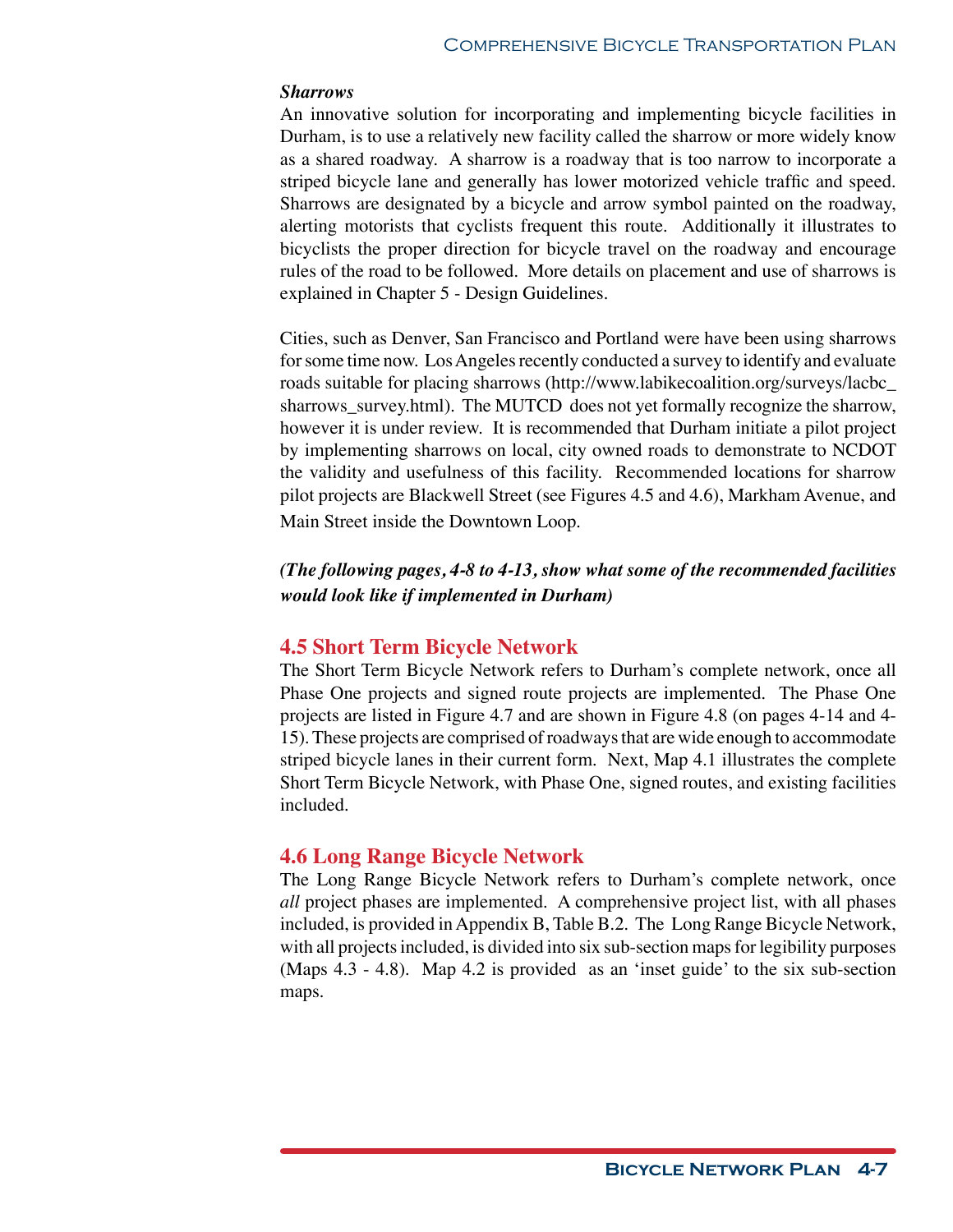***Sharrows***

An innovative solution for incorporating and implementing bicycle facilities in Durham, is to use a relatively new facility called the sharrow or more widely know as a shared roadway. A sharrow is a roadway that is too narrow to incorporate a striped bicycle lane and generally has lower motorized vehicle traffic and speed. Sharrows are designated by a bicycle and arrow symbol painted on the roadway, alerting motorists that cyclists frequent this route. Additionally it illustrates to bicyclists the proper direction for bicycle travel on the roadway and encourage rules of the road to be followed. More details on placement and use of sharrows is explained in Chapter 5 - Design Guidelines.

Cities, such as Denver, San Francisco and Portland were have been using sharrows for some time now. Los Angeles recently conducted a survey to identify and evaluate roads suitable for placing sharrows (http://www.labikecoalition.org/surveys/lacbc_sharrows_survey.html). The MUTCD does not yet formally recognize the sharrow, however it is under review. It is recommended that Durham initiate a pilot project by implementing sharrows on local, city owned roads to demonstrate to NCDOT the validity and usefulness of this facility. Recommended locations for sharrow pilot projects are Blackwell Street (see Figures 4.5 and 4.6), Markham Avenue, and Main Street inside the Downtown Loop.

***(The following pages, 4-8 to 4-13, show what some of the recommended facilities would look like if implemented in Durham)***

## 4.5 Short Term Bicycle Network

The Short Term Bicycle Network refers to Durham's complete network, once all Phase One projects and signed route projects are implemented. The Phase One projects are listed in Figure 4.7 and are shown in Figure 4.8 (on pages 4-14 and 4-15). These projects are comprised of roadways that are wide enough to accommodate striped bicycle lanes in their current form. Next, Map 4.1 illustrates the complete Short Term Bicycle Network, with Phase One, signed routes, and existing facilities included.

## 4.6 Long Range Bicycle Network

The Long Range Bicycle Network refers to Durham's complete network, once *all* project phases are implemented. A comprehensive project list, with all phases included, is provided in Appendix B, Table B.2. The Long Range Bicycle Network, with all projects included, is divided into six sub-section maps for legibility purposes (Maps 4.3 - 4.8). Map 4.2 is provided as an 'inset guide' to the six sub-section maps.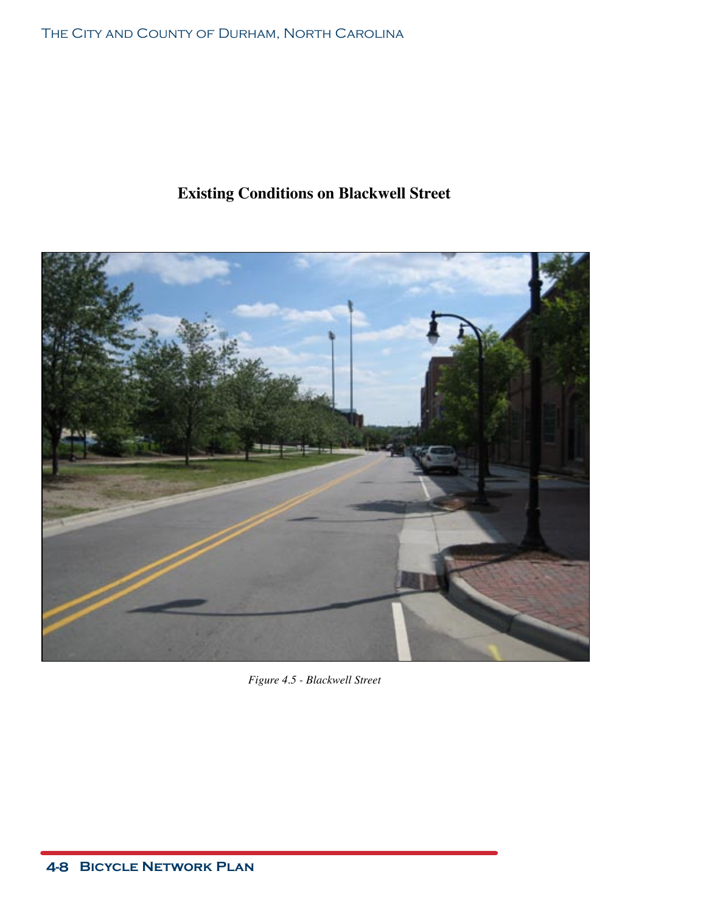**Existing Conditions on Blackwell Street**

*Figure 4.5 - Blackwell Street*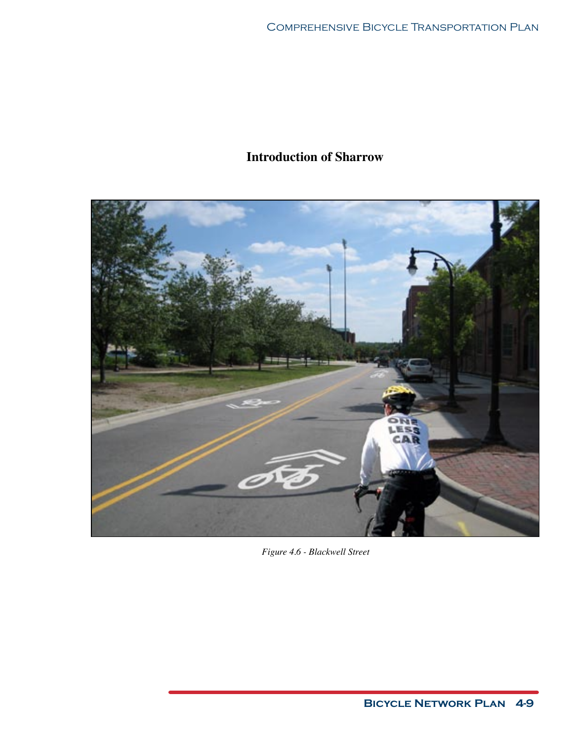## Introduction of Sharrow

*Figure 4.6 - Blackwell Street*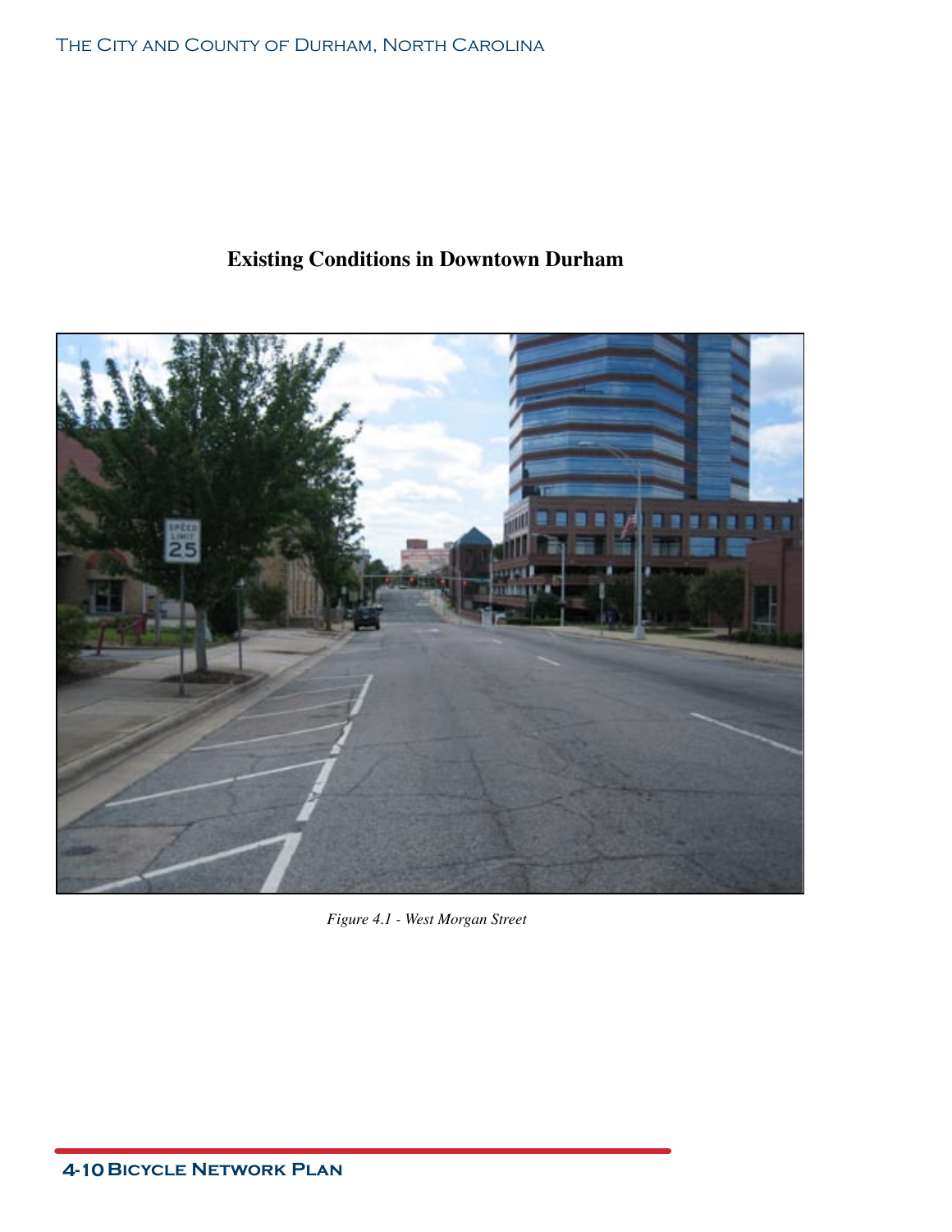## Existing Conditions in Downtown Durham

*Figure 4.1 - West Morgan Street*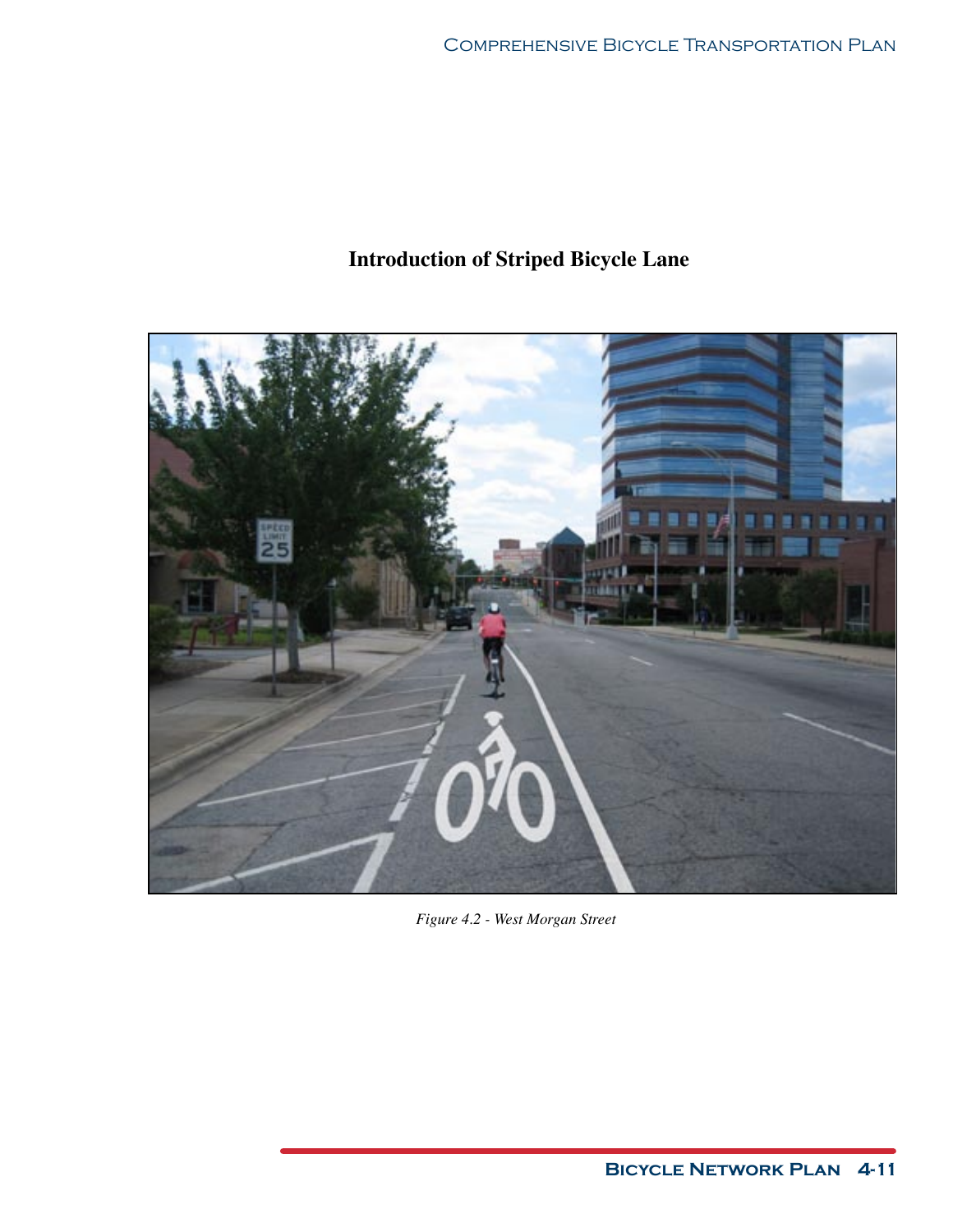## Introduction of Striped Bicycle Lane

*Figure 4.2 - West Morgan Street*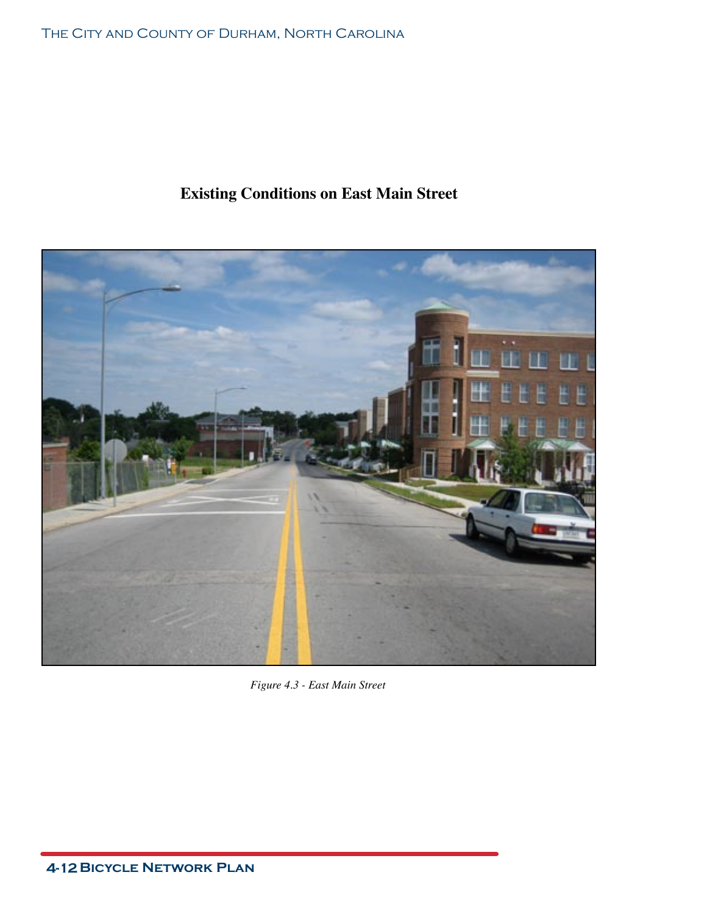## Existing Conditions on East Main Street

*Figure 4.3 - East Main Street*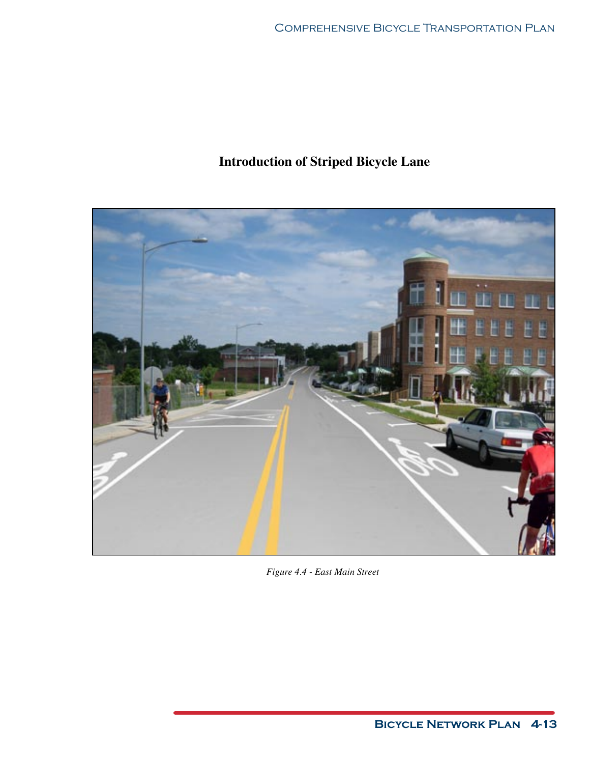## Introduction of Striped Bicycle Lane

*Figure 4.4 - East Main Street*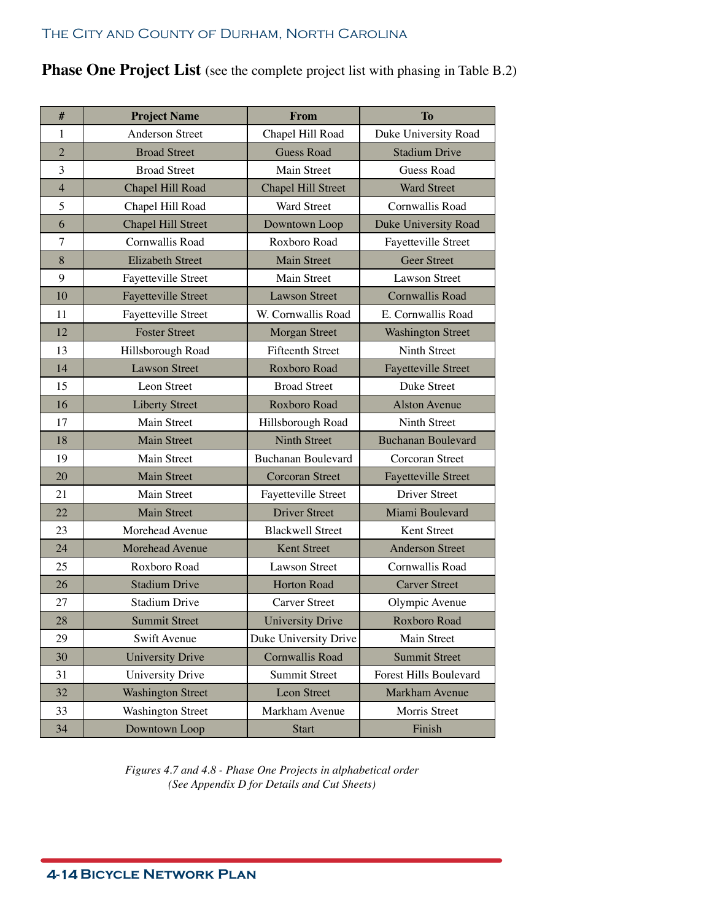**Phase One Project List** (see the complete project list with phasing in Table B.2)

| # | Project Name | From | To |
|---|---|---|---|
| 1 | Anderson Street | Chapel Hill Road | Duke University Road |
| 2 | Broad Street | Guess Road | Stadium Drive |
| 3 | Broad Street | Main Street | Guess Road |
| 4 | Chapel Hill Road | Chapel Hill Street | Ward Street |
| 5 | Chapel Hill Road | Ward Street | Cornwallis Road |
| 6 | Chapel Hill Street | Downtown Loop | Duke University Road |
| 7 | Cornwallis Road | Roxboro Road | Fayetteville Street |
| 8 | Elizabeth Street | Main Street | Geer Street |
| 9 | Fayetteville Street | Main Street | Lawson Street |
| 10 | Fayetteville Street | Lawson Street | Cornwallis Road |
| 11 | Fayetteville Street | W. Cornwallis Road | E. Cornwallis Road |
| 12 | Foster Street | Morgan Street | Washington Street |
| 13 | Hillsborough Road | Fifteenth Street | Ninth Street |
| 14 | Lawson Street | Roxboro Road | Fayetteville Street |
| 15 | Leon Street | Broad Street | Duke Street |
| 16 | Liberty Street | Roxboro Road | Alston Avenue |
| 17 | Main Street | Hillsborough Road | Ninth Street |
| 18 | Main Street | Ninth Street | Buchanan Boulevard |
| 19 | Main Street | Buchanan Boulevard | Corcoran Street |
| 20 | Main Street | Corcoran Street | Fayetteville Street |
| 21 | Main Street | Fayetteville Street | Driver Street |
| 22 | Main Street | Driver Street | Miami Boulevard |
| 23 | Morehead Avenue | Blackwell Street | Kent Street |
| 24 | Morehead Avenue | Kent Street | Anderson Street |
| 25 | Roxboro Road | Lawson Street | Cornwallis Road |
| 26 | Stadium Drive | Horton Road | Carver Street |
| 27 | Stadium Drive | Carver Street | Olympic Avenue |
| 28 | Summit Street | University Drive | Roxboro Road |
| 29 | Swift Avenue | Duke University Drive | Main Street |
| 30 | University Drive | Cornwallis Road | Summit Street |
| 31 | University Drive | Summit Street | Forest Hills Boulevard |
| 32 | Washington Street | Leon Street | Markham Avenue |
| 33 | Washington Street | Markham Avenue | Morris Street |
| 34 | Downtown Loop | Start | Finish |

*Figures 4.7 and 4.8 - Phase One Projects in alphabetical order*
*(See Appendix D for Details and Cut Sheets)*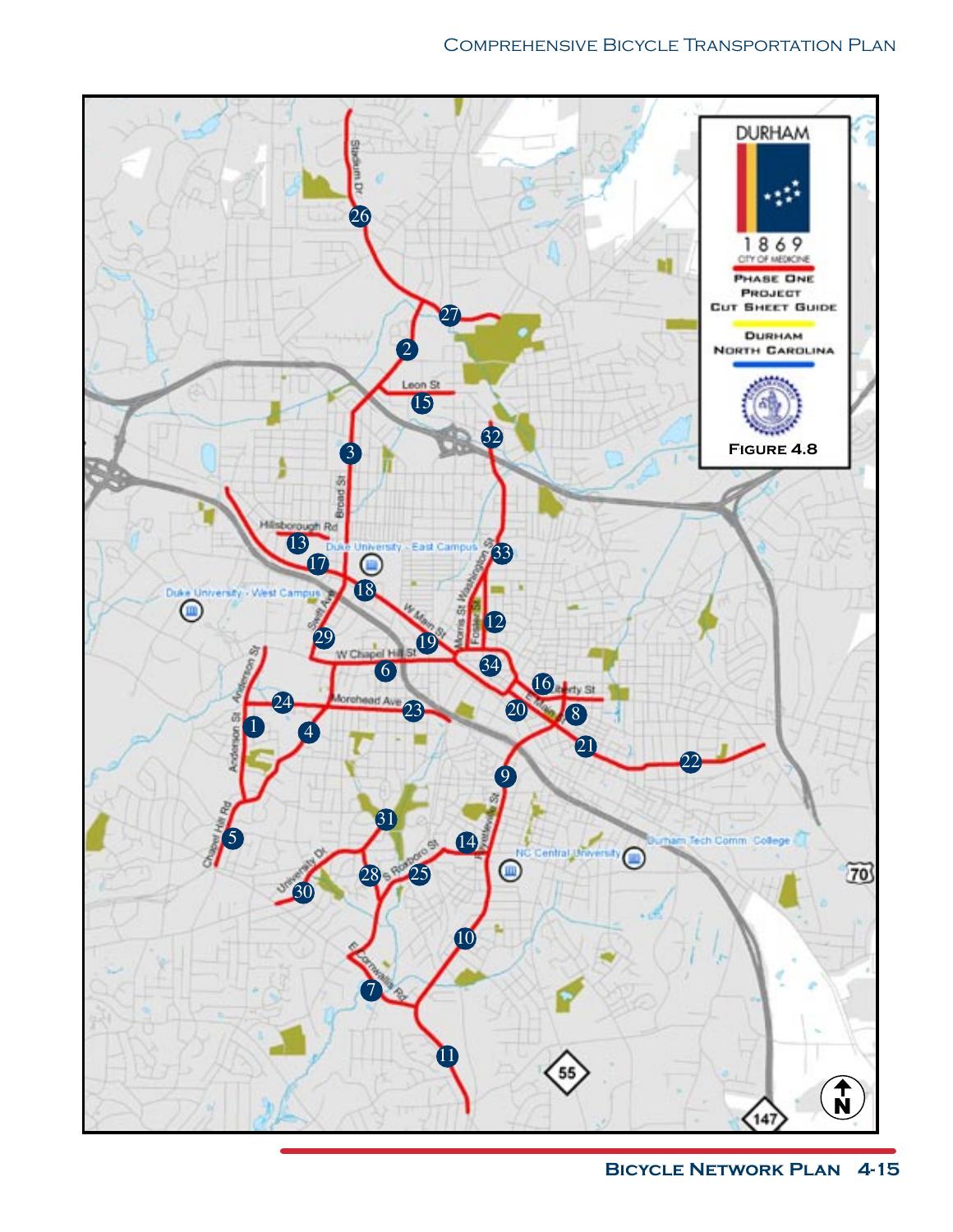DURHAM

1869

CITY OF MEDICINE

PHASE ONE PROJECT CUT SHEET GUIDE

DURHAM NORTH CAROLINA

FIGURE 4.8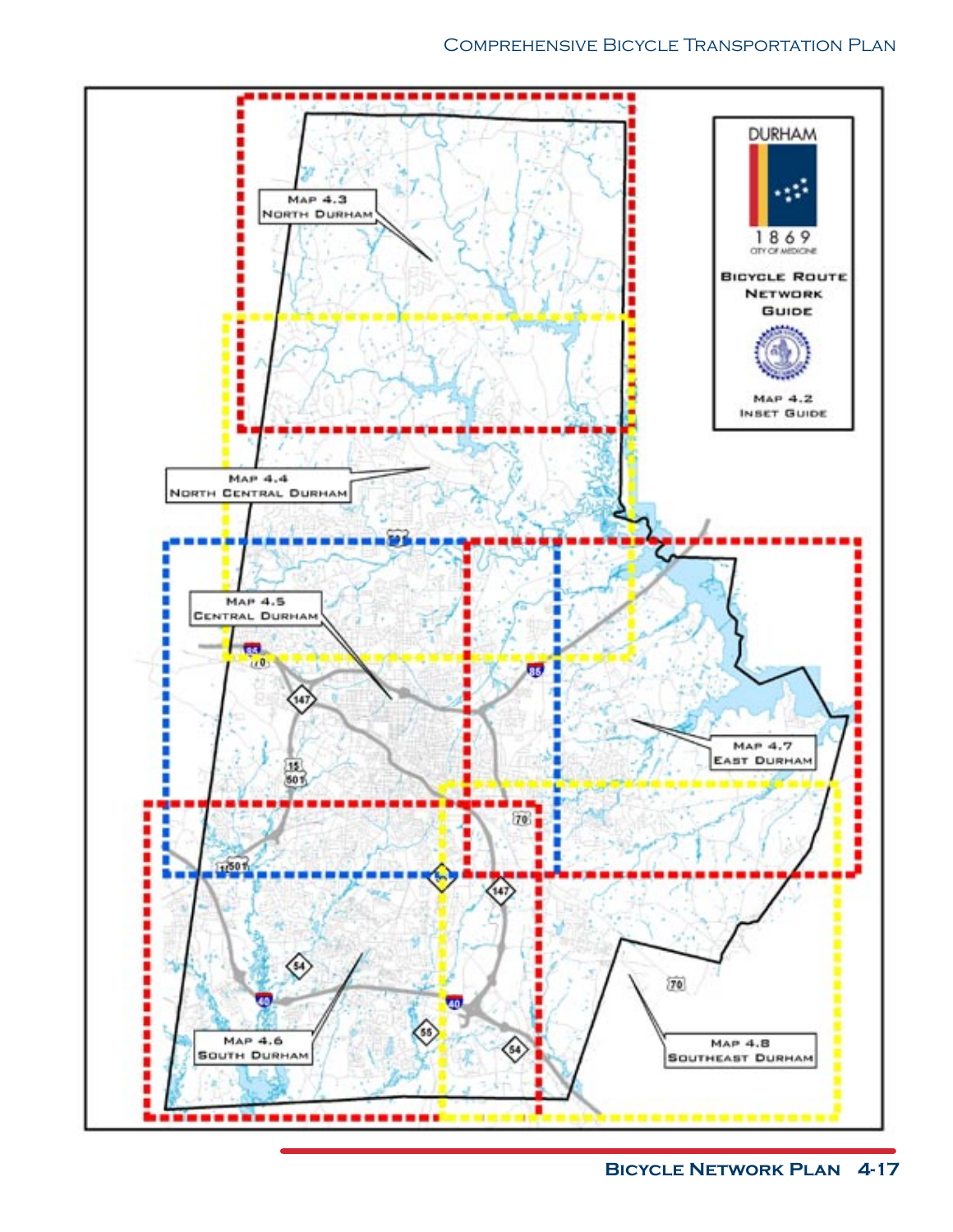**Map 4.3**
**North Durham**

**Map 4.4**
**North Central Durham**

**Map 4.5**
**Central Durham**

**Map 4.7**
**East Durham**

**Map 4.6**
**South Durham**

**Map 4.8**
**Southeast Durham**

DURHAM

1869

CITY OF MEDICINE

**Bicycle Route Network Guide**

**Map 4.2**
**Inset Guide**